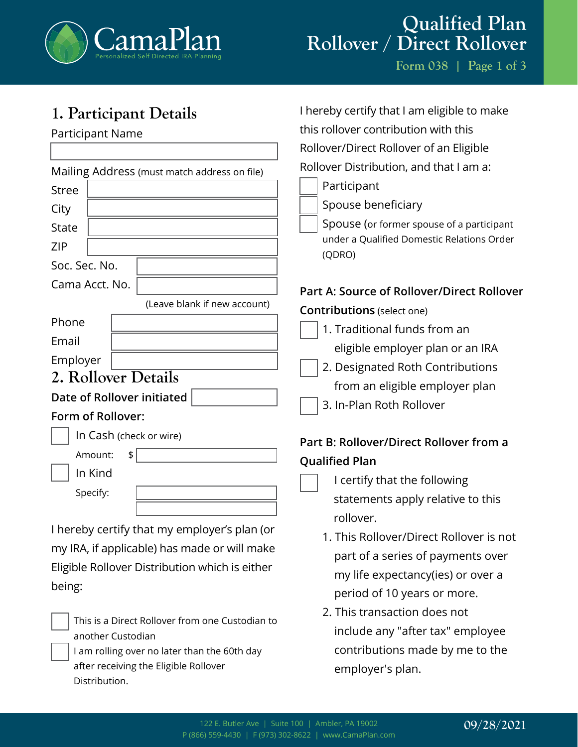CamaPlan
Personalized Self Directed IRA Planning

# Qualified Plan Rollover / Direct Rollover

Form 038

## 1. Participant Details

Participant Name

Mailing Address (must match address on file)

Stree

City

State

ZIP

Soc. Sec. No.

Cama Acct. No.

(Leave blank if new account)

Phone

Email

Employer

## 2. Rollover Details

**Date of Rollover initiated**

**Form of Rollover:**

- ☐ In Cash (check or wire)
  - Amount: $
- ☐ In Kind
  - Specify:

I hereby certify that my employer's plan (or my IRA, if applicable) has made or will make Eligible Rollover Distribution which is either being:

- ☐ This is a Direct Rollover from one Custodian to another Custodian
- ☐ I am rolling over no later than the 60th day after receiving the Eligible Rollover Distribution.

I hereby certify that I am eligible to make this rollover contribution with this Rollover/Direct Rollover of an Eligible Rollover Distribution, and that I am a:

- ☐ Participant
- ☐ Spouse beneficiary
- ☐ Spouse (or former spouse of a participant under a Qualified Domestic Relations Order (QDRO)

**Part A: Source of Rollover/Direct Rollover Contributions** (select one)

- ☐ 1. Traditional funds from an eligible employer plan or an IRA
- ☐ 2. Designated Roth Contributions from an eligible employer plan
- ☐ 3. In-Plan Roth Rollover

**Part B: Rollover/Direct Rollover from a Qualified Plan**

☐ I certify that the following statements apply relative to this rollover.

1. This Rollover/Direct Rollover is not part of a series of payments over my life expectancy(ies) or over a period of 10 years or more.
2. This transaction does not include any "after tax" employee contributions made by me to the employer's plan.

122 E. Butler Ave | Suite 100 | Ambler, PA 19002
P (866) 559-4430 | F (973) 302-8622 | www.CamaPlan.com

09/28/2021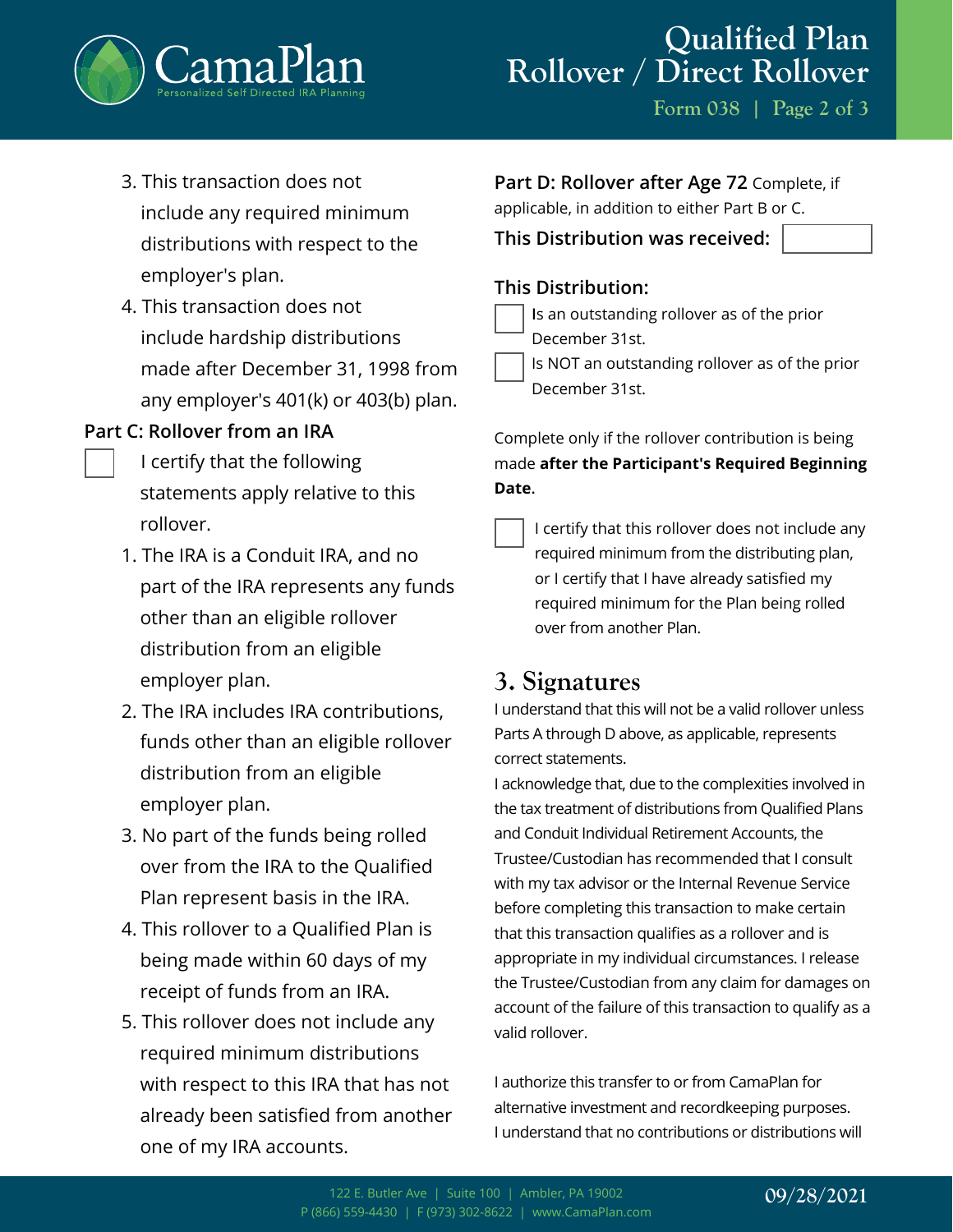3. This transaction does not include any required minimum distributions with respect to the employer's plan.
4. This transaction does not include hardship distributions made after December 31, 1998 from any employer's 401(k) or 403(b) plan.

**Part C: Rollover from an IRA**

☐ I certify that the following statements apply relative to this rollover.

1. The IRA is a Conduit IRA, and no part of the IRA represents any funds other than an eligible rollover distribution from an eligible employer plan.
2. The IRA includes IRA contributions, funds other than an eligible rollover distribution from an eligible employer plan.
3. No part of the funds being rolled over from the IRA to the Qualified Plan represent basis in the IRA.
4. This rollover to a Qualified Plan is being made within 60 days of my receipt of funds from an IRA.
5. This rollover does not include any required minimum distributions with respect to this IRA that has not already been satisfied from another one of my IRA accounts.

**Part D: Rollover after Age 72** Complete, if applicable, in addition to either Part B or C.

**This Distribution was received:** ____________

**This Distribution:**

☐ Is an outstanding rollover as of the prior December 31st.

☐ Is NOT an outstanding rollover as of the prior December 31st.

Complete only if the rollover contribution is being made **after the Participant's Required Beginning Date**.

☐ I certify that this rollover does not include any required minimum from the distributing plan, or I certify that I have already satisfied my required minimum for the Plan being rolled over from another Plan.

## 3. Signatures

I understand that this will not be a valid rollover unless Parts A through D above, as applicable, represents correct statements.

I acknowledge that, due to the complexities involved in the tax treatment of distributions from Qualified Plans and Conduit Individual Retirement Accounts, the Trustee/Custodian has recommended that I consult with my tax advisor or the Internal Revenue Service before completing this transaction to make certain that this transaction qualifies as a rollover and is appropriate in my individual circumstances. I release the Trustee/Custodian from any claim for damages on account of the failure of this transaction to qualify as a valid rollover.

I authorize this transfer to or from CamaPlan for alternative investment and recordkeeping purposes. I understand that no contributions or distributions will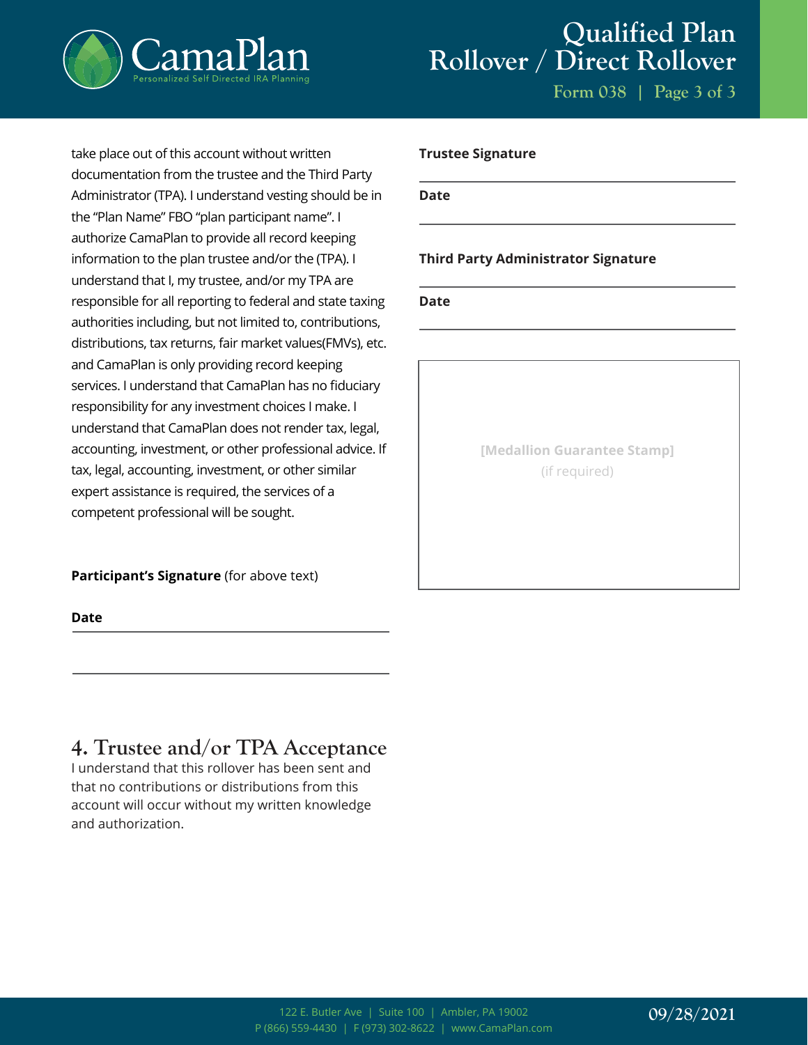take place out of this account without written documentation from the trustee and the Third Party Administrator (TPA). I understand vesting should be in the "Plan Name" FBO "plan participant name". I authorize CamaPlan to provide all record keeping information to the plan trustee and/or the (TPA). I understand that I, my trustee, and/or my TPA are responsible for all reporting to federal and state taxing authorities including, but not limited to, contributions, distributions, tax returns, fair market values(FMVs), etc. and CamaPlan is only providing record keeping services. I understand that CamaPlan has no fiduciary responsibility for any investment choices I make. I understand that CamaPlan does not render tax, legal, accounting, investment, or other professional advice. If tax, legal, accounting, investment, or other similar expert assistance is required, the services of a competent professional will be sought.

**Participant's Signature** (for above text)

**Date**

## 4. Trustee and/or TPA Acceptance

I understand that this rollover has been sent and that no contributions or distributions from this account will occur without my written knowledge and authorization.

**Trustee Signature**

**Date**

**Third Party Administrator Signature**

**Date**

**[Medallion Guarantee Stamp]**
(if required)